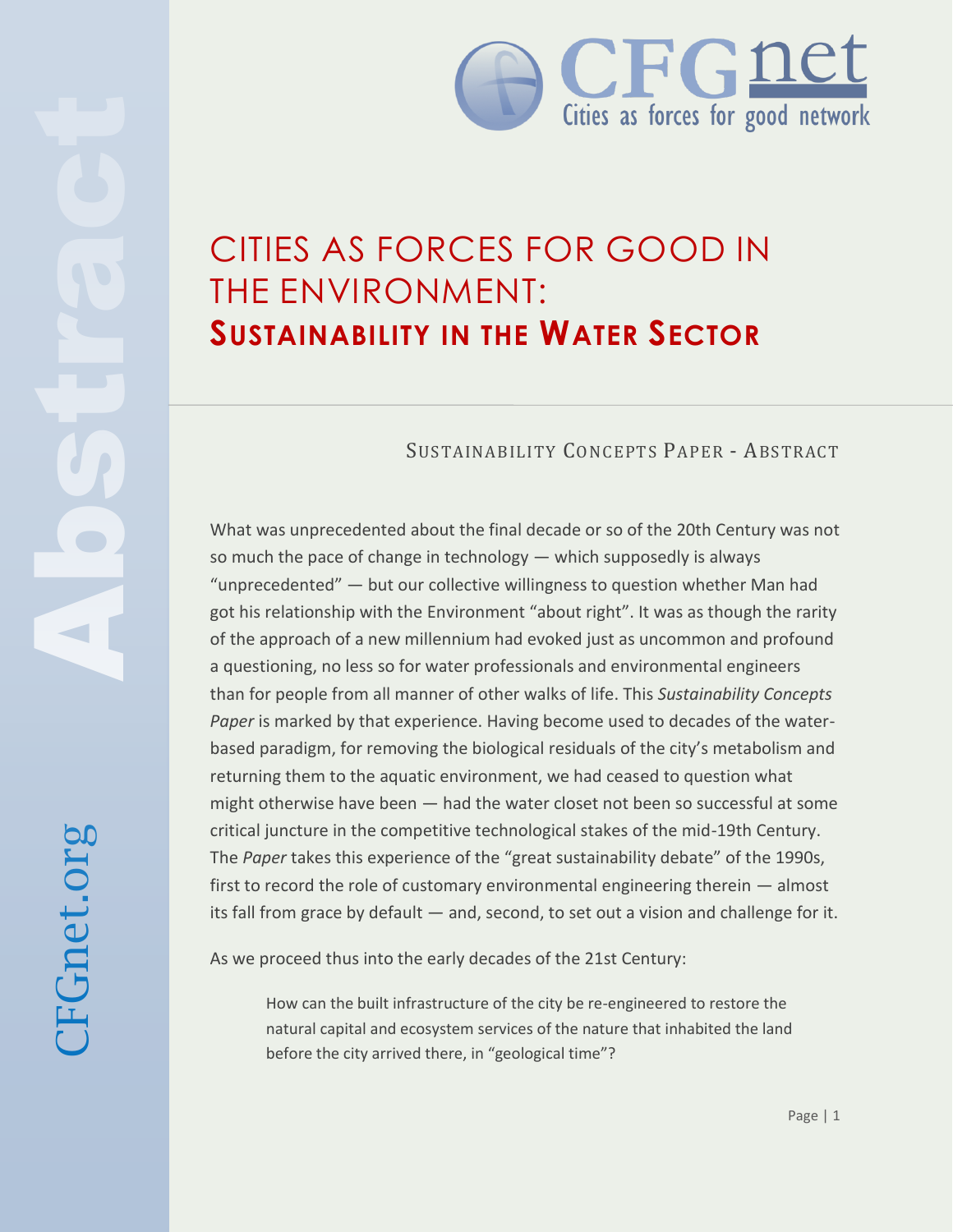# CITIES AS FORCES FOR GOOD IN THE ENVIRONMENT: **SUSTAINABILITY IN THE WATER SECTOR**

## SUSTAINABILITY CONCEPTS PAPER - ABSTRACT

What was unprecedented about the final decade or so of the 20th Century was not so much the pace of change in technology — which supposedly is always "unprecedented" — but our collective willingness to question whether Man had got his relationship with the Environment "about right". It was as though the rarity of the approach of a new millennium had evoked just as uncommon and profound a questioning, no less so for water professionals and environmental engineers than for people from all manner of other walks of life. This *Sustainability Concepts Paper* is marked by that experience. Having become used to decades of the water-based paradigm, for removing the biological residuals of the city's metabolism and returning them to the aquatic environment, we had ceased to question what might otherwise have been — had the water closet not been so successful at some critical juncture in the competitive technological stakes of the mid-19th Century. The *Paper* takes this experience of the "great sustainability debate" of the 1990s, first to record the role of customary environmental engineering therein — almost its fall from grace by default — and, second, to set out a vision and challenge for it.

As we proceed thus into the early decades of the 21st Century:

> How can the built infrastructure of the city be re-engineered to restore the natural capital and ecosystem services of the nature that inhabited the land before the city arrived there, in "geological time"?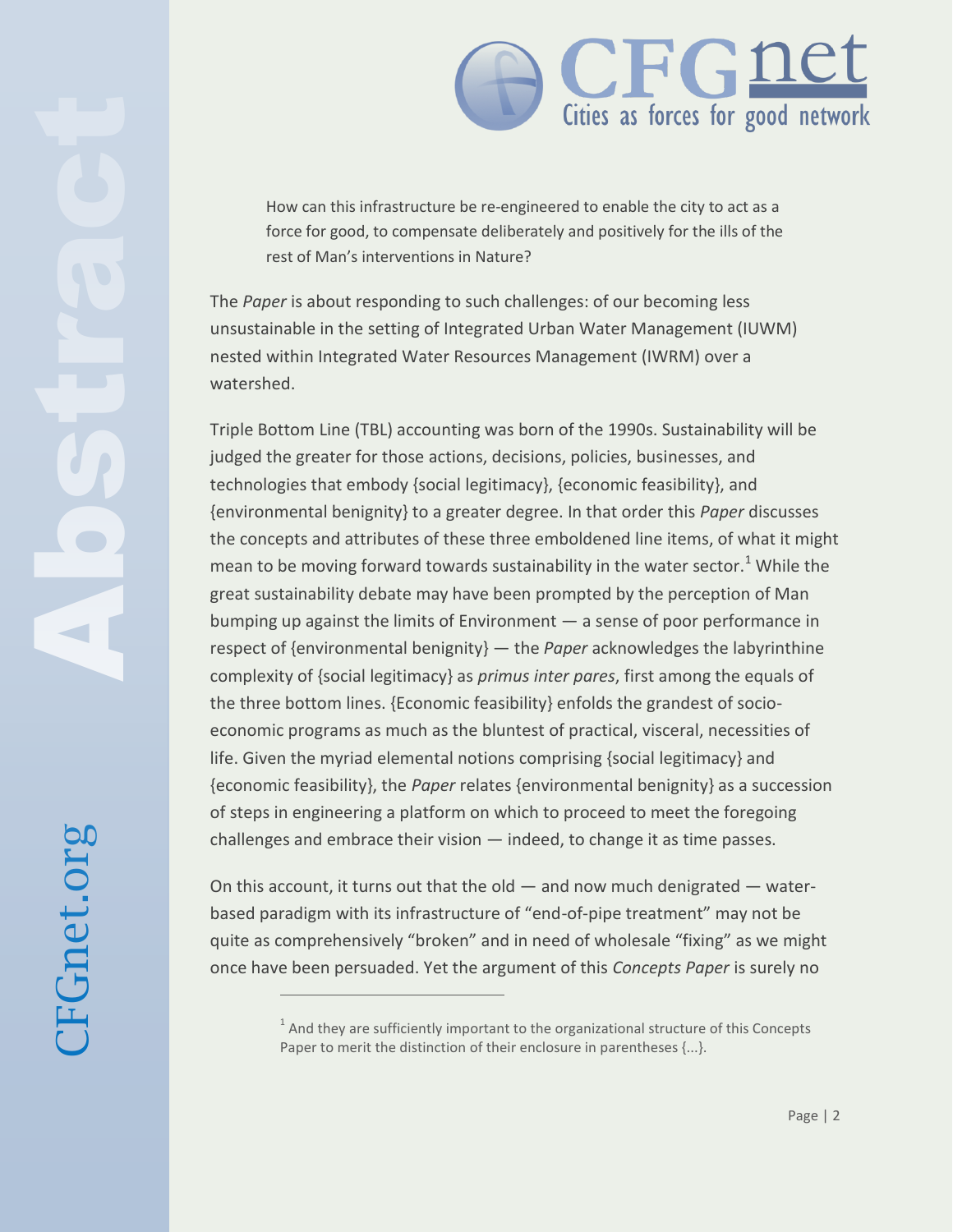> How can this infrastructure be re-engineered to enable the city to act as a force for good, to compensate deliberately and positively for the ills of the rest of Man's interventions in Nature?

The *Paper* is about responding to such challenges: of our becoming less unsustainable in the setting of Integrated Urban Water Management (IUWM) nested within Integrated Water Resources Management (IWRM) over a watershed.

Triple Bottom Line (TBL) accounting was born of the 1990s. Sustainability will be judged the greater for those actions, decisions, policies, businesses, and technologies that embody {social legitimacy}, {economic feasibility}, and {environmental benignity} to a greater degree. In that order this *Paper* discusses the concepts and attributes of these three emboldened line items, of what it might mean to be moving forward towards sustainability in the water sector.[1] While the great sustainability debate may have been prompted by the perception of Man bumping up against the limits of Environment — a sense of poor performance in respect of {environmental benignity} — the *Paper* acknowledges the labyrinthine complexity of {social legitimacy} as *primus inter pares*, first among the equals of the three bottom lines. {Economic feasibility} enfolds the grandest of socio-economic programs as much as the bluntest of practical, visceral, necessities of life. Given the myriad elemental notions comprising {social legitimacy} and {economic feasibility}, the *Paper* relates {environmental benignity} as a succession of steps in engineering a platform on which to proceed to meet the foregoing challenges and embrace their vision — indeed, to change it as time passes.

On this account, it turns out that the old — and now much denigrated — water-based paradigm with its infrastructure of "end-of-pipe treatment" may not be quite as comprehensively "broken" and in need of wholesale "fixing" as we might once have been persuaded. Yet the argument of this *Concepts Paper* is surely no

[1] And they are sufficiently important to the organizational structure of this Concepts Paper to merit the distinction of their enclosure in parentheses {...}.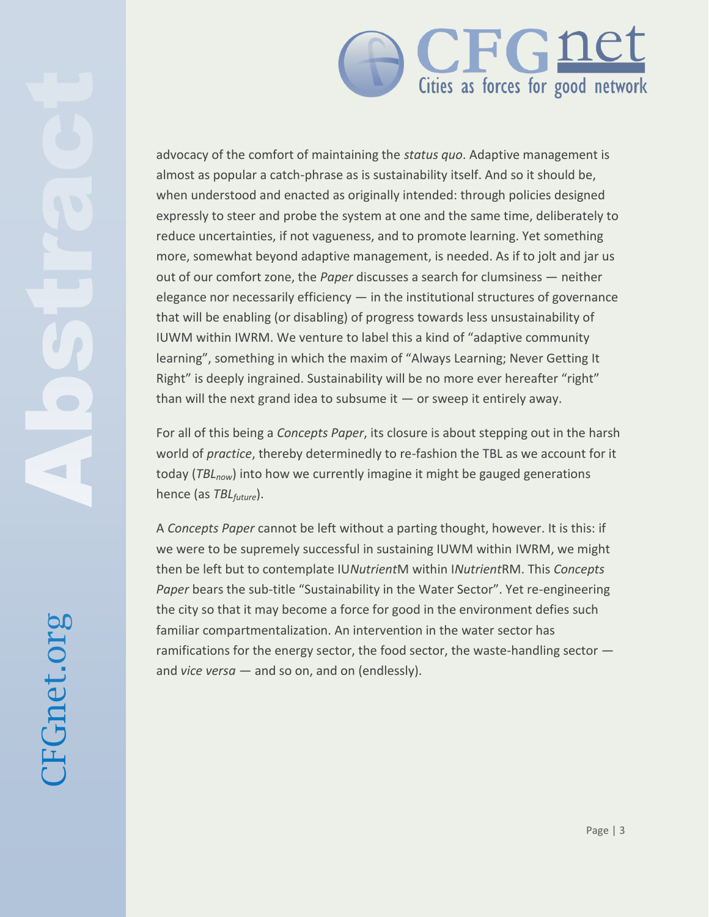advocacy of the comfort of maintaining the *status quo*. Adaptive management is almost as popular a catch-phrase as is sustainability itself. And so it should be, when understood and enacted as originally intended: through policies designed expressly to steer and probe the system at one and the same time, deliberately to reduce uncertainties, if not vagueness, and to promote learning. Yet something more, somewhat beyond adaptive management, is needed. As if to jolt and jar us out of our comfort zone, the *Paper* discusses a search for clumsiness — neither elegance nor necessarily efficiency — in the institutional structures of governance that will be enabling (or disabling) of progress towards less unsustainability of IUWM within IWRM. We venture to label this a kind of "adaptive community learning", something in which the maxim of "Always Learning; Never Getting It Right" is deeply ingrained. Sustainability will be no more ever hereafter "right" than will the next grand idea to subsume it — or sweep it entirely away.

For all of this being a *Concepts Paper*, its closure is about stepping out in the harsh world of *practice*, thereby determinedly to re-fashion the TBL as we account for it today ($TBL_{now}$) into how we currently imagine it might be gauged generations hence (as $TBL_{future}$).

A *Concepts Paper* cannot be left without a parting thought, however. It is this: if we were to be supremely successful in sustaining IUWM within IWRM, we might then be left but to contemplate IU*Nutrient*M within I*Nutrient*RM. This *Concepts Paper* bears the sub-title "Sustainability in the Water Sector". Yet re-engineering the city so that it may become a force for good in the environment defies such familiar compartmentalization. An intervention in the water sector has ramifications for the energy sector, the food sector, the waste-handling sector — and *vice versa* — and so on, and on (endlessly).